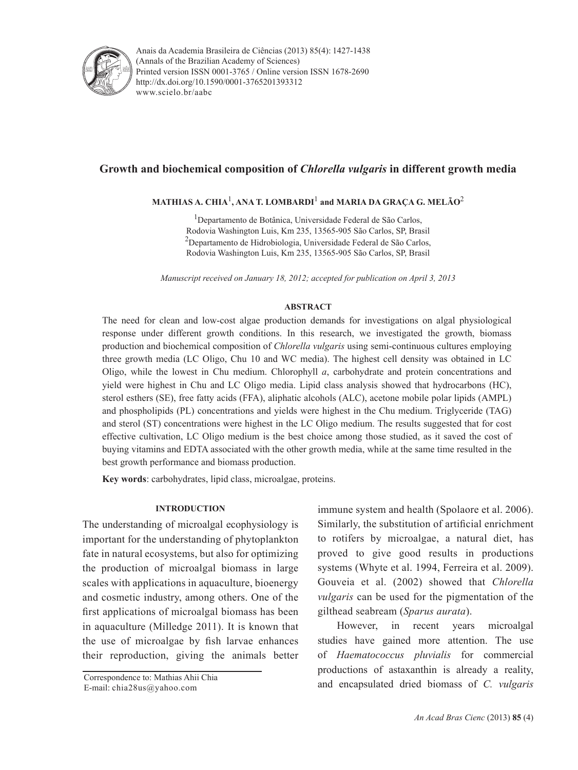# Growth and biochemical composition of *Chlorella vulgaris* in different growth media

**MATHIAS A. CHIA[1], ANA T. LOMBARDI[1] and MARIA DA GRAÇA G. MELÃO[2]**

[1]Departamento de Botânica, Universidade Federal de São Carlos, Rodovia Washington Luis, Km 235, 13565-905 São Carlos, SP, Brasil

[2]Departamento de Hidrobiologia, Universidade Federal de São Carlos, Rodovia Washington Luis, Km 235, 13565-905 São Carlos, SP, Brasil

*Manuscript received on January 18, 2012; accepted for publication on April 3, 2013*

## ABSTRACT

The need for clean and low-cost algae production demands for investigations on algal physiological response under different growth conditions. In this research, we investigated the growth, biomass production and biochemical composition of *Chlorella vulgaris* using semi-continuous cultures employing three growth media (LC Oligo, Chu 10 and WC media). The highest cell density was obtained in LC Oligo, while the lowest in Chu medium. Chlorophyll *a*, carbohydrate and protein concentrations and yield were highest in Chu and LC Oligo media. Lipid class analysis showed that hydrocarbons (HC), sterol esthers (SE), free fatty acids (FFA), aliphatic alcohols (ALC), acetone mobile polar lipids (AMPL) and phospholipids (PL) concentrations and yields were highest in the Chu medium. Triglyceride (TAG) and sterol (ST) concentrations were highest in the LC Oligo medium. The results suggested that for cost effective cultivation, LC Oligo medium is the best choice among those studied, as it saved the cost of buying vitamins and EDTA associated with the other growth media, while at the same time resulted in the best growth performance and biomass production.

**Key words**: carbohydrates, lipid class, microalgae, proteins.

## INTRODUCTION

The understanding of microalgal ecophysiology is important for the understanding of phytoplankton fate in natural ecosystems, but also for optimizing the production of microalgal biomass in large scales with applications in aquaculture, bioenergy and cosmetic industry, among others. One of the first applications of microalgal biomass has been in aquaculture (Milledge 2011). It is known that the use of microalgae by fish larvae enhances their reproduction, giving the animals better immune system and health (Spolaore et al. 2006). Similarly, the substitution of artificial enrichment to rotifers by microalgae, a natural diet, has proved to give good results in productions systems (Whyte et al. 1994, Ferreira et al. 2009). Gouveia et al. (2002) showed that *Chlorella vulgaris* can be used for the pigmentation of the gilthead seabream (*Sparus aurata*).

However, in recent years microalgal studies have gained more attention. The use of *Haematococcus pluvialis* for commercial productions of astaxanthin is already a reality, and encapsulated dried biomass of *C. vulgaris*

Correspondence to: Mathias Ahii Chia
E-mail: chia28us@yahoo.com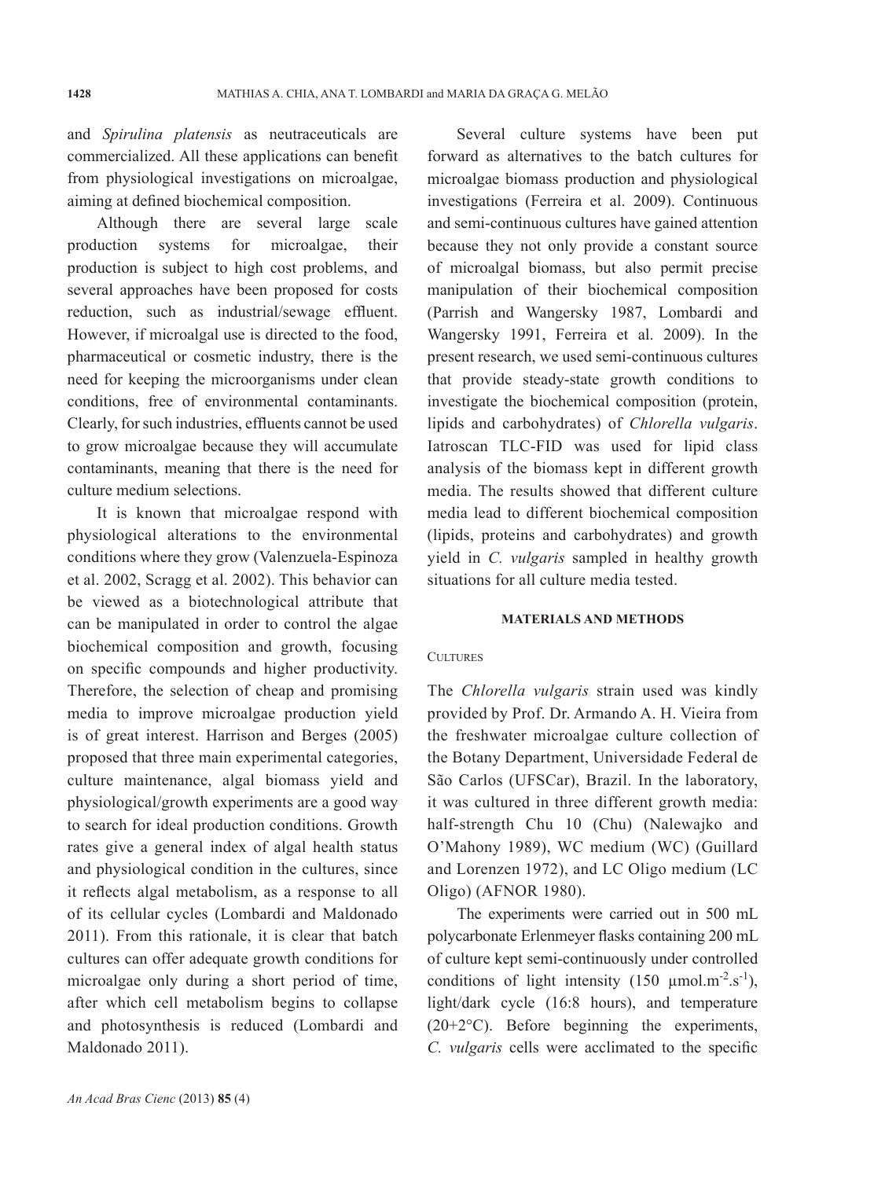and *Spirulina platensis* as neutraceuticals are commercialized. All these applications can benefit from physiological investigations on microalgae, aiming at defined biochemical composition.

Although there are several large scale production systems for microalgae, their production is subject to high cost problems, and several approaches have been proposed for costs reduction, such as industrial/sewage effluent. However, if microalgal use is directed to the food, pharmaceutical or cosmetic industry, there is the need for keeping the microorganisms under clean conditions, free of environmental contaminants. Clearly, for such industries, effluents cannot be used to grow microalgae because they will accumulate contaminants, meaning that there is the need for culture medium selections.

It is known that microalgae respond with physiological alterations to the environmental conditions where they grow (Valenzuela-Espinoza et al. 2002, Scragg et al. 2002). This behavior can be viewed as a biotechnological attribute that can be manipulated in order to control the algae biochemical composition and growth, focusing on specific compounds and higher productivity. Therefore, the selection of cheap and promising media to improve microalgae production yield is of great interest. Harrison and Berges (2005) proposed that three main experimental categories, culture maintenance, algal biomass yield and physiological/growth experiments are a good way to search for ideal production conditions. Growth rates give a general index of algal health status and physiological condition in the cultures, since it reflects algal metabolism, as a response to all of its cellular cycles (Lombardi and Maldonado 2011). From this rationale, it is clear that batch cultures can offer adequate growth conditions for microalgae only during a short period of time, after which cell metabolism begins to collapse and photosynthesis is reduced (Lombardi and Maldonado 2011).

Several culture systems have been put forward as alternatives to the batch cultures for microalgae biomass production and physiological investigations (Ferreira et al. 2009). Continuous and semi-continuous cultures have gained attention because they not only provide a constant source of microalgal biomass, but also permit precise manipulation of their biochemical composition (Parrish and Wangersky 1987, Lombardi and Wangersky 1991, Ferreira et al. 2009). In the present research, we used semi-continuous cultures that provide steady-state growth conditions to investigate the biochemical composition (protein, lipids and carbohydrates) of *Chlorella vulgaris*. Iatroscan TLC-FID was used for lipid class analysis of the biomass kept in different growth media. The results showed that different culture media lead to different biochemical composition (lipids, proteins and carbohydrates) and growth yield in *C. vulgaris* sampled in healthy growth situations for all culture media tested.

## MATERIALS AND METHODS

### CULTURES

The *Chlorella vulgaris* strain used was kindly provided by Prof. Dr. Armando A. H. Vieira from the freshwater microalgae culture collection of the Botany Department, Universidade Federal de São Carlos (UFSCar), Brazil. In the laboratory, it was cultured in three different growth media: half-strength Chu 10 (Chu) (Nalewajko and O'Mahony 1989), WC medium (WC) (Guillard and Lorenzen 1972), and LC Oligo medium (LC Oligo) (AFNOR 1980).

The experiments were carried out in 500 mL polycarbonate Erlenmeyer flasks containing 200 mL of culture kept semi-continuously under controlled conditions of light intensity (150 $\mu mol.m^{-2}.s^{-1}$), light/dark cycle (16:8 hours), and temperature (20+2°C). Before beginning the experiments, *C. vulgaris* cells were acclimated to the specific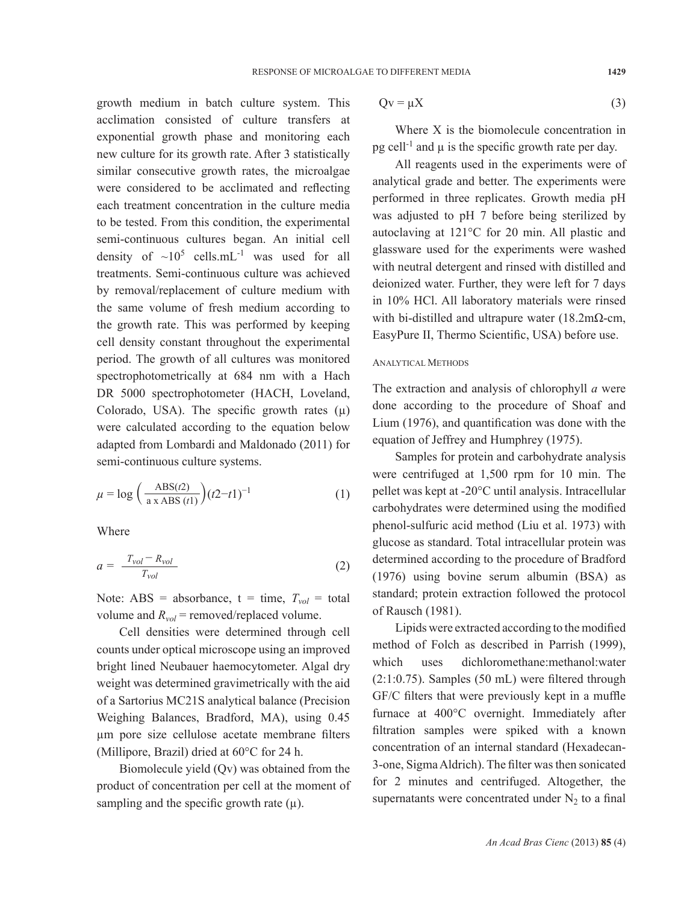growth medium in batch culture system. This acclimation consisted of culture transfers at exponential growth phase and monitoring each new culture for its growth rate. After 3 statistically similar consecutive growth rates, the microalgae were considered to be acclimated and reflecting each treatment concentration in the culture media to be tested. From this condition, the experimental semi-continuous cultures began. An initial cell density of ~$10^5$ cells.mL$^{-1}$ was used for all treatments. Semi-continuous culture was achieved by removal/replacement of culture medium with the same volume of fresh medium according to the growth rate. This was performed by keeping cell density constant throughout the experimental period. The growth of all cultures was monitored spectrophotometrically at 684 nm with a Hach DR 5000 spectrophotometer (HACH, Loveland, Colorado, USA). The specific growth rates (μ) were calculated according to the equation below adapted from Lombardi and Maldonado (2011) for semi-continuous culture systems.

$$\mu = \log\left(\frac{\text{ABS}(t2)}{\text{a x ABS }(t1)}\right)(t2-t1)^{-1} \tag{1}$$

Where

$$a = \frac{T_{vol} - R_{vol}}{T_{vol}} \tag{2}$$

Note: ABS = absorbance, t = time, $T_{vol}$ = total volume and $R_{vol}$ = removed/replaced volume.

Cell densities were determined through cell counts under optical microscope using an improved bright lined Neubauer haemocytometer. Algal dry weight was determined gravimetrically with the aid of a Sartorius MC21S analytical balance (Precision Weighing Balances, Bradford, MA), using 0.45 μm pore size cellulose acetate membrane filters (Millipore, Brazil) dried at 60°C for 24 h.

Biomolecule yield (Qv) was obtained from the product of concentration per cell at the moment of sampling and the specific growth rate (μ).

$$\text{Qv} = \mu\text{X} \tag{3}$$

Where X is the biomolecule concentration in pg cell$^{-1}$ and μ is the specific growth rate per day.

All reagents used in the experiments were of analytical grade and better. The experiments were performed in three replicates. Growth media pH was adjusted to pH 7 before being sterilized by autoclaving at 121°C for 20 min. All plastic and glassware used for the experiments were washed with neutral detergent and rinsed with distilled and deionized water. Further, they were left for 7 days in 10% HCl. All laboratory materials were rinsed with bi-distilled and ultrapure water (18.2mΩ-cm, EasyPure II, Thermo Scientific, USA) before use.

### Analytical Methods

The extraction and analysis of chlorophyll *a* were done according to the procedure of Shoaf and Lium (1976), and quantification was done with the equation of Jeffrey and Humphrey (1975).

Samples for protein and carbohydrate analysis were centrifuged at 1,500 rpm for 10 min. The pellet was kept at -20°C until analysis. Intracellular carbohydrates were determined using the modified phenol-sulfuric acid method (Liu et al. 1973) with glucose as standard. Total intracellular protein was determined according to the procedure of Bradford (1976) using bovine serum albumin (BSA) as standard; protein extraction followed the protocol of Rausch (1981).

Lipids were extracted according to the modified method of Folch as described in Parrish (1999), which uses dichloromethane:methanol:water (2:1:0.75). Samples (50 mL) were filtered through GF/C filters that were previously kept in a muffle furnace at 400°C overnight. Immediately after filtration samples were spiked with a known concentration of an internal standard (Hexadecan-3-one, Sigma Aldrich). The filter was then sonicated for 2 minutes and centrifuged. Altogether, the supernatants were concentrated under $N_2$ to a final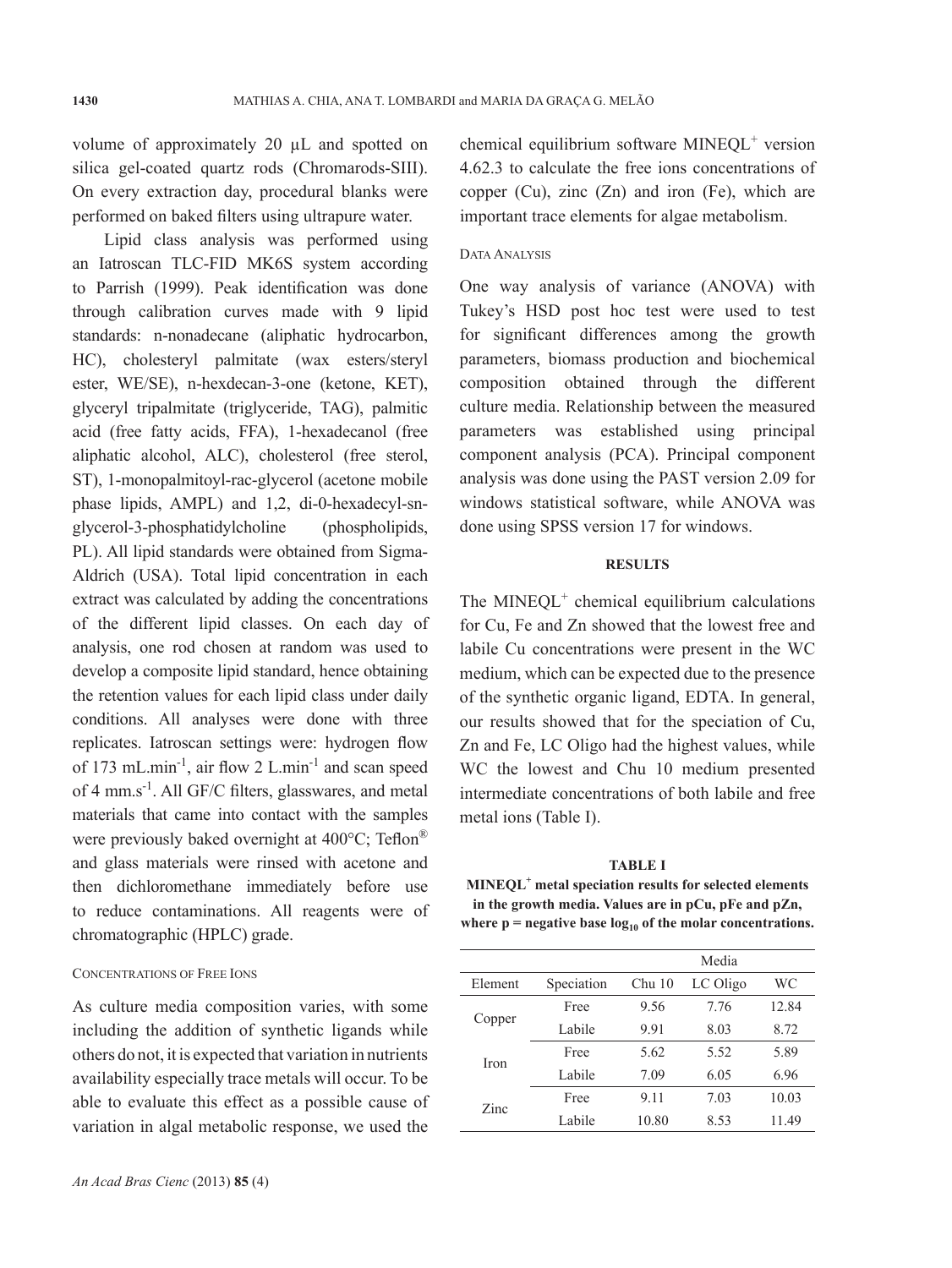volume of approximately 20 μL and spotted on silica gel-coated quartz rods (Chromarods-SIII). On every extraction day, procedural blanks were performed on baked filters using ultrapure water.

Lipid class analysis was performed using an Iatroscan TLC-FID MK6S system according to Parrish (1999). Peak identification was done through calibration curves made with 9 lipid standards: n-nonadecane (aliphatic hydrocarbon, HC), cholesteryl palmitate (wax esters/steryl ester, WE/SE), n-hexdecan-3-one (ketone, KET), glyceryl tripalmitate (triglyceride, TAG), palmitic acid (free fatty acids, FFA), 1-hexadecanol (free aliphatic alcohol, ALC), cholesterol (free sterol, ST), 1-monopalmitoyl-rac-glycerol (acetone mobile phase lipids, AMPL) and 1,2, di-0-hexadecyl-sn-glycerol-3-phosphatidylcholine (phospholipids, PL). All lipid standards were obtained from Sigma-Aldrich (USA). Total lipid concentration in each extract was calculated by adding the concentrations of the different lipid classes. On each day of analysis, one rod chosen at random was used to develop a composite lipid standard, hence obtaining the retention values for each lipid class under daily conditions. All analyses were done with three replicates. Iatroscan settings were: hydrogen flow of 173 $mL.min^{-1}$, air flow 2 $L.min^{-1}$ and scan speed of 4 $mm.s^{-1}$. All GF/C filters, glasswares, and metal materials that came into contact with the samples were previously baked overnight at 400°C; Teflon® and glass materials were rinsed with acetone and then dichloromethane immediately before use to reduce contaminations. All reagents were of chromatographic (HPLC) grade.

### Concentrations of Free Ions

As culture media composition varies, with some including the addition of synthetic ligands while others do not, it is expected that variation in nutrients availability especially trace metals will occur. To be able to evaluate this effect as a possible cause of variation in algal metabolic response, we used the chemical equilibrium software MINEQL$^+$ version 4.62.3 to calculate the free ions concentrations of copper (Cu), zinc (Zn) and iron (Fe), which are important trace elements for algae metabolism.

### Data Analysis

One way analysis of variance (ANOVA) with Tukey's HSD post hoc test were used to test for significant differences among the growth parameters, biomass production and biochemical composition obtained through the different culture media. Relationship between the measured parameters was established using principal component analysis (PCA). Principal component analysis was done using the PAST version 2.09 for windows statistical software, while ANOVA was done using SPSS version 17 for windows.

## RESULTS

The MINEQL$^+$ chemical equilibrium calculations for Cu, Fe and Zn showed that the lowest free and labile Cu concentrations were present in the WC medium, which can be expected due to the presence of the synthetic organic ligand, EDTA. In general, our results showed that for the speciation of Cu, Zn and Fe, LC Oligo had the highest values, while WC the lowest and Chu 10 medium presented intermediate concentrations of both labile and free metal ions (Table I).

**TABLE I**

**MINEQL$^+$ metal speciation results for selected elements in the growth media. Values are in pCu, pFe and pZn, where p = negative base $\log_{10}$ of the molar concentrations.**

| | | Media | | |
|---|---|---|---|---|
| Element | Speciation | Chu 10 | LC Oligo | WC |
| Copper | Free | 9.56 | 7.76 | 12.84 |
| | Labile | 9.91 | 8.03 | 8.72 |
| Iron | Free | 5.62 | 5.52 | 5.89 |
| | Labile | 7.09 | 6.05 | 6.96 |
| Zinc | Free | 9.11 | 7.03 | 10.03 |
| | Labile | 10.80 | 8.53 | 11.49 |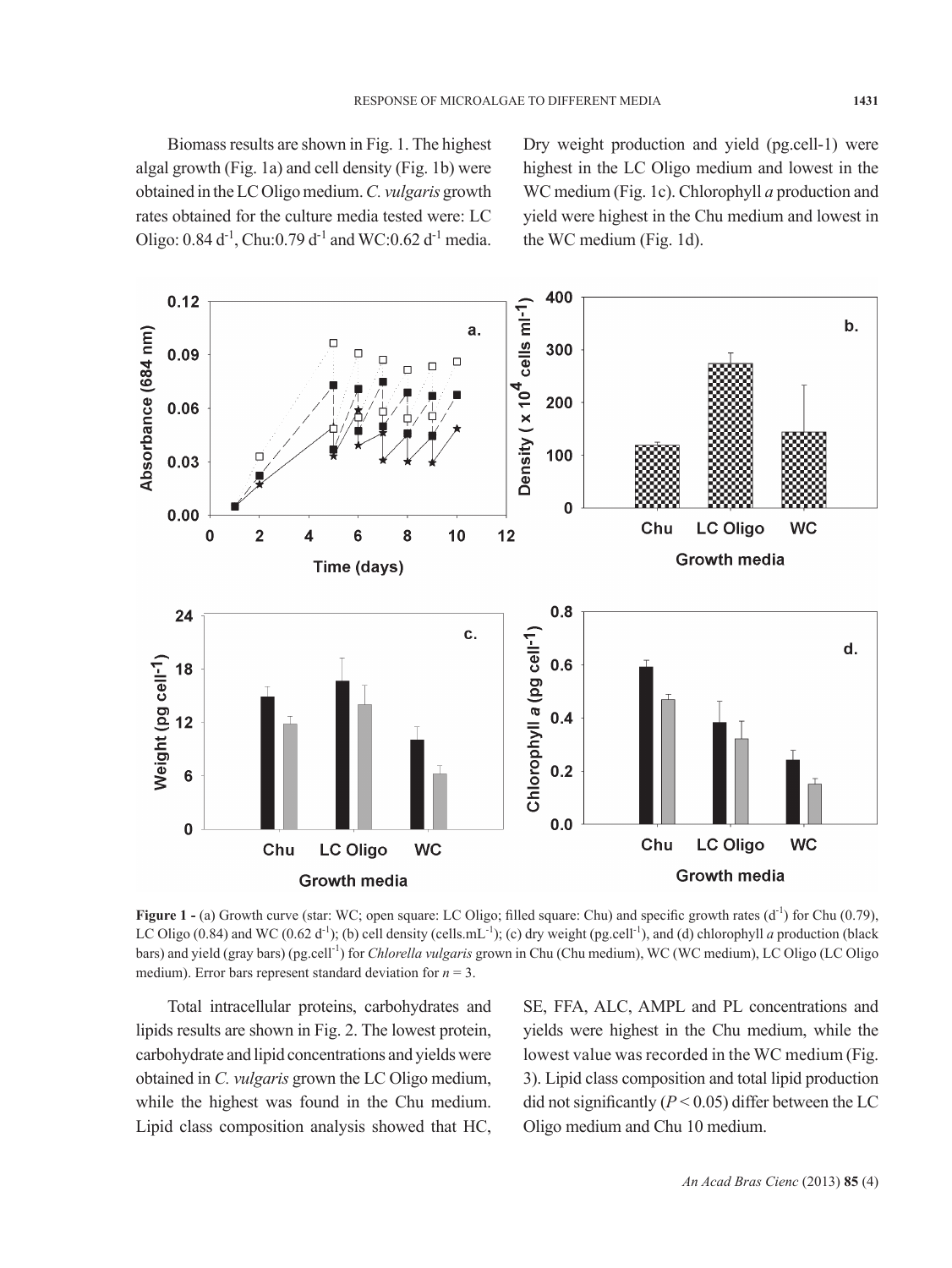Biomass results are shown in Fig. 1. The highest algal growth (Fig. 1a) and cell density (Fig. 1b) were obtained in the LC Oligo medium. *C. vulgaris* growth rates obtained for the culture media tested were: LC Oligo: 0.84 $d^{-1}$, Chu:0.79 $d^{-1}$ and WC:0.62 $d^{-1}$ media. Dry weight production and yield (pg.cell-1) were highest in the LC Oligo medium and lowest in the WC medium (Fig. 1c). Chlorophyll *a* production and yield were highest in the Chu medium and lowest in the WC medium (Fig. 1d).

**Figure 1 -** (a) Growth curve (star: WC; open square: LC Oligo; filled square: Chu) and specific growth rates ($d^{-1}$) for Chu (0.79), LC Oligo (0.84) and WC (0.62 $d^{-1}$); (b) cell density ($cells.mL^{-1}$); (c) dry weight ($pg.cell^{-1}$), and (d) chlorophyll *a* production (black bars) and yield (gray bars) ($pg.cell^{-1}$) for *Chlorella vulgaris* grown in Chu (Chu medium), WC (WC medium), LC Oligo (LC Oligo medium). Error bars represent standard deviation for $n = 3$.

Total intracellular proteins, carbohydrates and lipids results are shown in Fig. 2. The lowest protein, carbohydrate and lipid concentrations and yields were obtained in *C. vulgaris* grown the LC Oligo medium, while the highest was found in the Chu medium. Lipid class composition analysis showed that HC, SE, FFA, ALC, AMPL and PL concentrations and yields were highest in the Chu medium, while the lowest value was recorded in the WC medium (Fig. 3). Lipid class composition and total lipid production did not significantly ($P < 0.05$) differ between the LC Oligo medium and Chu 10 medium.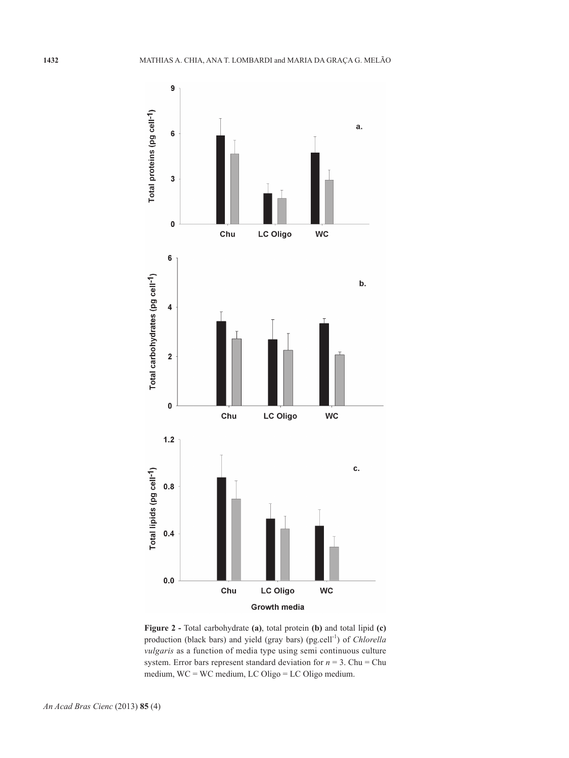Figure 2 - Total carbohydrate **(a)**, total protein **(b)** and total lipid **(c)** production (black bars) and yield (gray bars) (pg.cell$^{-1}$) of *Chlorella vulgaris* as a function of media type using semi continuous culture system. Error bars represent standard deviation for $n = 3$. Chu = Chu medium, WC = WC medium, LC Oligo = LC Oligo medium.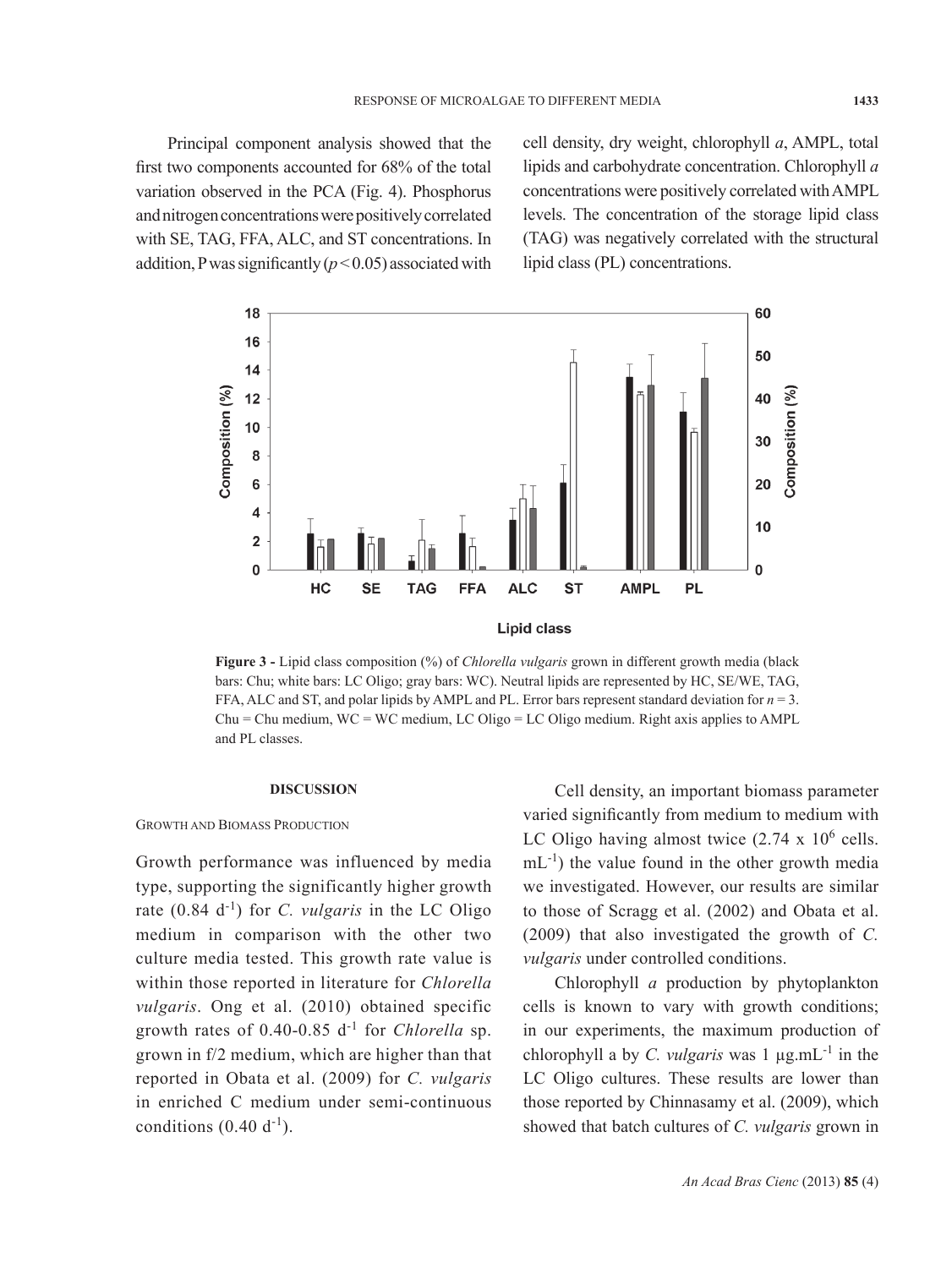Principal component analysis showed that the first two components accounted for 68% of the total variation observed in the PCA (Fig. 4). Phosphorus and nitrogen concentrations were positively correlated with SE, TAG, FFA, ALC, and ST concentrations. In addition, P was significantly ($p < 0.05$) associated with cell density, dry weight, chlorophyll *a*, AMPL, total lipids and carbohydrate concentration. Chlorophyll *a* concentrations were positively correlated with AMPL levels. The concentration of the storage lipid class (TAG) was negatively correlated with the structural lipid class (PL) concentrations.

**Figure 3 -** Lipid class composition (%) of *Chlorella vulgaris* grown in different growth media (black bars: Chu; white bars: LC Oligo; gray bars: WC). Neutral lipids are represented by HC, SE/WE, TAG, FFA, ALC and ST, and polar lipids by AMPL and PL. Error bars represent standard deviation for $n = 3$. Chu = Chu medium, WC = WC medium, LC Oligo = LC Oligo medium. Right axis applies to AMPL and PL classes.

## DISCUSSION

### Growth and Biomass Production

Growth performance was influenced by media type, supporting the significantly higher growth rate ($0.84\ d^{-1}$) for *C. vulgaris* in the LC Oligo medium in comparison with the other two culture media tested. This growth rate value is within those reported in literature for *Chlorella vulgaris*. Ong et al. (2010) obtained specific growth rates of 0.40-0.85 $d^{-1}$ for *Chlorella* sp. grown in f/2 medium, which are higher than that reported in Obata et al. (2009) for *C. vulgaris* in enriched C medium under semi-continuous conditions ($0.40\ d^{-1}$).

Cell density, an important biomass parameter varied significantly from medium to medium with LC Oligo having almost twice ($2.74 \times 10^6$ cells. $mL^{-1}$) the value found in the other growth media we investigated. However, our results are similar to those of Scragg et al. (2002) and Obata et al. (2009) that also investigated the growth of *C. vulgaris* under controlled conditions.

Chlorophyll *a* production by phytoplankton cells is known to vary with growth conditions; in our experiments, the maximum production of chlorophyll a by *C. vulgaris* was 1 $\mu g.mL^{-1}$ in the LC Oligo cultures. These results are lower than those reported by Chinnasamy et al. (2009), which showed that batch cultures of *C. vulgaris* grown in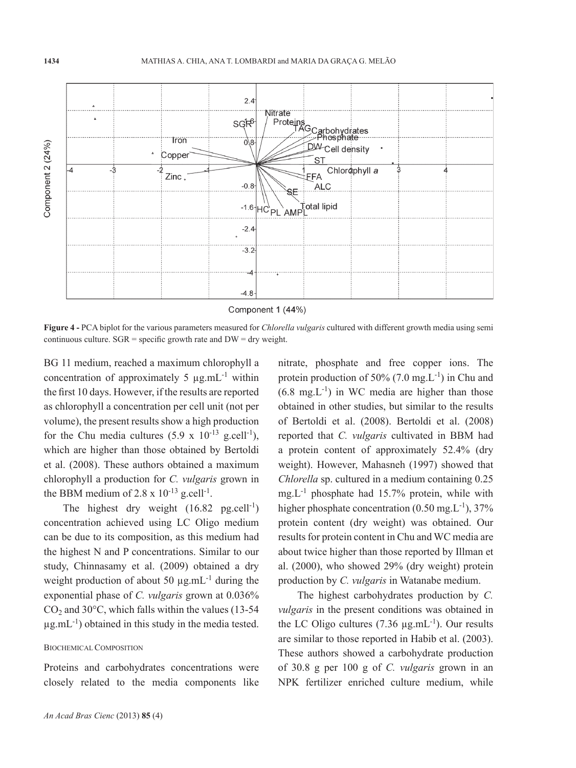**Figure 4 -** PCA biplot for the various parameters measured for *Chlorella vulgaris* cultured with different growth media using semi continuous culture. SGR = specific growth rate and DW = dry weight.

BG 11 medium, reached a maximum chlorophyll a concentration of approximately 5 $\mu g.mL^{-1}$ within the first 10 days. However, if the results are reported as chlorophyll a concentration per cell unit (not per volume), the present results show a high production for the Chu media cultures ($5.9 \times 10^{-13}$ $g.cell^{-1}$), which are higher than those obtained by Bertoldi et al. (2008). These authors obtained a maximum chlorophyll a production for *C. vulgaris* grown in the BBM medium of $2.8 \times 10^{-13}$ $g.cell^{-1}$.

The highest dry weight (16.82 $pg.cell^{-1}$) concentration achieved using LC Oligo medium can be due to its composition, as this medium had the highest N and P concentrations. Similar to our study, Chinnasamy et al. (2009) obtained a dry weight production of about 50 $\mu g.mL^{-1}$ during the exponential phase of *C. vulgaris* grown at 0.036% $CO_2$ and 30°C, which falls within the values (13-54 $\mu g.mL^{-1}$) obtained in this study in the media tested.

### Biochemical Composition

Proteins and carbohydrates concentrations were closely related to the media components like nitrate, phosphate and free copper ions. The protein production of 50% (7.0 $mg.L^{-1}$) in Chu and (6.8 $mg.L^{-1}$) in WC media are higher than those obtained in other studies, but similar to the results of Bertoldi et al. (2008). Bertoldi et al. (2008) reported that *C. vulgaris* cultivated in BBM had a protein content of approximately 52.4% (dry weight). However, Mahasneh (1997) showed that *Chlorella* sp. cultured in a medium containing 0.25 $mg.L^{-1}$ phosphate had 15.7% protein, while with higher phosphate concentration (0.50 $mg.L^{-1}$), 37% protein content (dry weight) was obtained. Our results for protein content in Chu and WC media are about twice higher than those reported by Illman et al. (2000), who showed 29% (dry weight) protein production by *C. vulgaris* in Watanabe medium.

The highest carbohydrates production by *C. vulgaris* in the present conditions was obtained in the LC Oligo cultures (7.36 $\mu g.mL^{-1}$). Our results are similar to those reported in Habib et al. (2003). These authors showed a carbohydrate production of 30.8 g per 100 g of *C. vulgaris* grown in an NPK fertilizer enriched culture medium, while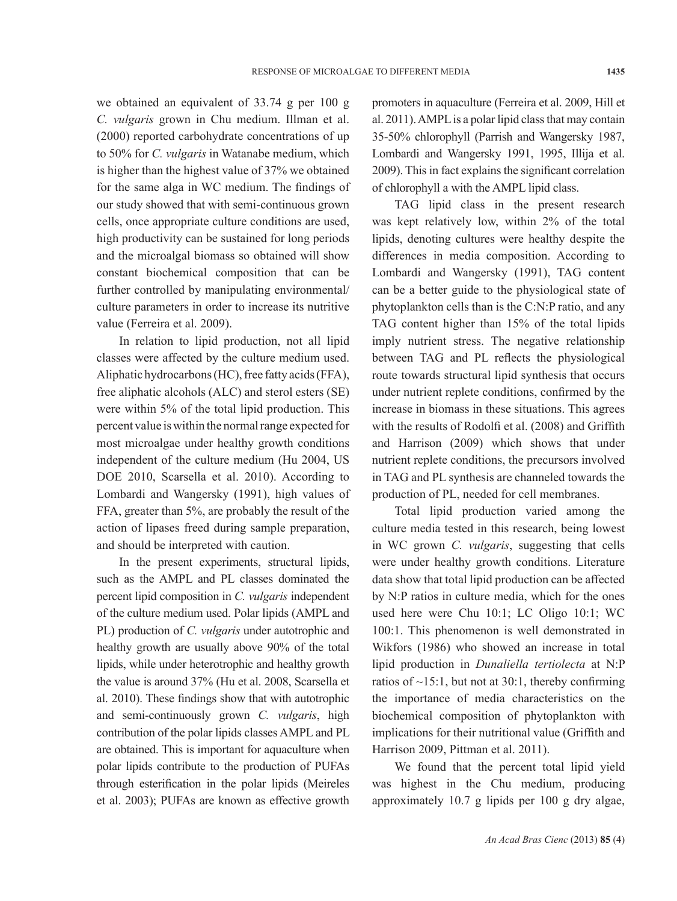we obtained an equivalent of 33.74 g per 100 g *C. vulgaris* grown in Chu medium. Illman et al. (2000) reported carbohydrate concentrations of up to 50% for *C. vulgaris* in Watanabe medium, which is higher than the highest value of 37% we obtained for the same alga in WC medium. The findings of our study showed that with semi-continuous grown cells, once appropriate culture conditions are used, high productivity can be sustained for long periods and the microalgal biomass so obtained will show constant biochemical composition that can be further controlled by manipulating environmental/ culture parameters in order to increase its nutritive value (Ferreira et al. 2009).

In relation to lipid production, not all lipid classes were affected by the culture medium used. Aliphatic hydrocarbons (HC), free fatty acids (FFA), free aliphatic alcohols (ALC) and sterol esters (SE) were within 5% of the total lipid production. This percent value is within the normal range expected for most microalgae under healthy growth conditions independent of the culture medium (Hu 2004, US DOE 2010, Scarsella et al. 2010). According to Lombardi and Wangersky (1991), high values of FFA, greater than 5%, are probably the result of the action of lipases freed during sample preparation, and should be interpreted with caution.

In the present experiments, structural lipids, such as the AMPL and PL classes dominated the percent lipid composition in *C. vulgaris* independent of the culture medium used. Polar lipids (AMPL and PL) production of *C. vulgaris* under autotrophic and healthy growth are usually above 90% of the total lipids, while under heterotrophic and healthy growth the value is around 37% (Hu et al. 2008, Scarsella et al. 2010). These findings show that with autotrophic and semi-continuously grown *C. vulgaris*, high contribution of the polar lipids classes AMPL and PL are obtained. This is important for aquaculture when polar lipids contribute to the production of PUFAs through esterification in the polar lipids (Meireles et al. 2003); PUFAs are known as effective growth promoters in aquaculture (Ferreira et al. 2009, Hill et al. 2011). AMPL is a polar lipid class that may contain 35-50% chlorophyll (Parrish and Wangersky 1987, Lombardi and Wangersky 1991, 1995, Illija et al. 2009). This in fact explains the significant correlation of chlorophyll a with the AMPL lipid class.

TAG lipid class in the present research was kept relatively low, within 2% of the total lipids, denoting cultures were healthy despite the differences in media composition. According to Lombardi and Wangersky (1991), TAG content can be a better guide to the physiological state of phytoplankton cells than is the C:N:P ratio, and any TAG content higher than 15% of the total lipids imply nutrient stress. The negative relationship between TAG and PL reflects the physiological route towards structural lipid synthesis that occurs under nutrient replete conditions, confirmed by the increase in biomass in these situations. This agrees with the results of Rodolfi et al. (2008) and Griffith and Harrison (2009) which shows that under nutrient replete conditions, the precursors involved in TAG and PL synthesis are channeled towards the production of PL, needed for cell membranes.

Total lipid production varied among the culture media tested in this research, being lowest in WC grown *C. vulgaris*, suggesting that cells were under healthy growth conditions. Literature data show that total lipid production can be affected by N:P ratios in culture media, which for the ones used here were Chu 10:1; LC Oligo 10:1; WC 100:1. This phenomenon is well demonstrated in Wikfors (1986) who showed an increase in total lipid production in *Dunaliella tertiolecta* at N:P ratios of ~15:1, but not at 30:1, thereby confirming the importance of media characteristics on the biochemical composition of phytoplankton with implications for their nutritional value (Griffith and Harrison 2009, Pittman et al. 2011).

We found that the percent total lipid yield was highest in the Chu medium, producing approximately 10.7 g lipids per 100 g dry algae,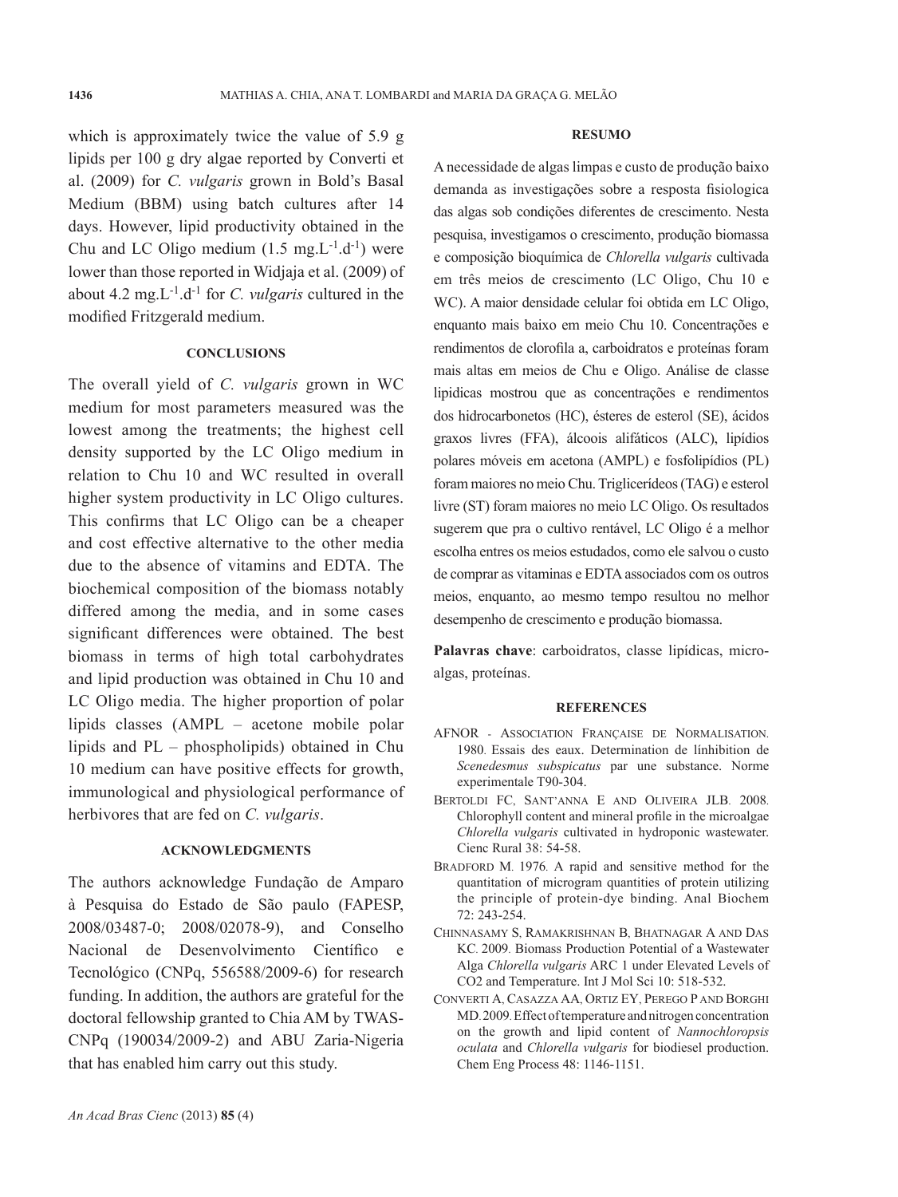which is approximately twice the value of 5.9 g lipids per 100 g dry algae reported by Converti et al. (2009) for *C. vulgaris* grown in Bold's Basal Medium (BBM) using batch cultures after 14 days. However, lipid productivity obtained in the Chu and LC Oligo medium ($1.5$ mg.L$^{-1}$.d$^{-1}$) were lower than those reported in Widjaja et al. (2009) of about $4.2$ mg.L$^{-1}$.d$^{-1}$ for *C. vulgaris* cultured in the modified Fritzgerald medium.

## CONCLUSIONS

The overall yield of *C. vulgaris* grown in WC medium for most parameters measured was the lowest among the treatments; the highest cell density supported by the LC Oligo medium in relation to Chu 10 and WC resulted in overall higher system productivity in LC Oligo cultures. This confirms that LC Oligo can be a cheaper and cost effective alternative to the other media due to the absence of vitamins and EDTA. The biochemical composition of the biomass notably differed among the media, and in some cases significant differences were obtained. The best biomass in terms of high total carbohydrates and lipid production was obtained in Chu 10 and LC Oligo media. The higher proportion of polar lipids classes (AMPL – acetone mobile polar lipids and PL – phospholipids) obtained in Chu 10 medium can have positive effects for growth, immunological and physiological performance of herbivores that are fed on *C. vulgaris*.

## ACKNOWLEDGMENTS

The authors acknowledge Fundação de Amparo à Pesquisa do Estado de São paulo (FAPESP, 2008/03487-0; 2008/02078-9), and Conselho Nacional de Desenvolvimento Científico e Tecnológico (CNPq, 556588/2009-6) for research funding. In addition, the authors are grateful for the doctoral fellowship granted to Chia AM by TWAS-CNPq (190034/2009-2) and ABU Zaria-Nigeria that has enabled him carry out this study.

## RESUMO

A necessidade de algas limpas e custo de produção baixo demanda as investigações sobre a resposta fisiologica das algas sob condições diferentes de crescimento. Nesta pesquisa, investigamos o crescimento, produção biomassa e composição bioquímica de *Chlorella vulgaris* cultivada em três meios de crescimento (LC Oligo, Chu 10 e WC). A maior densidade celular foi obtida em LC Oligo, enquanto mais baixo em meio Chu 10. Concentrações e rendimentos de clorofila a, carboidratos e proteínas foram mais altas em meios de Chu e Oligo. Análise de classe lipidicas mostrou que as concentrações e rendimentos dos hidrocarbonetos (HC), ésteres de esterol (SE), ácidos graxos livres (FFA), álcoois alifáticos (ALC), lipídios polares móveis em acetona (AMPL) e fosfolipídios (PL) foram maiores no meio Chu. Triglicerídeos (TAG) e esterol livre (ST) foram maiores no meio LC Oligo. Os resultados sugerem que pra o cultivo rentável, LC Oligo é a melhor escolha entres os meios estudados, como ele salvou o custo de comprar as vitaminas e EDTA associados com os outros meios, enquanto, ao mesmo tempo resultou no melhor desempenho de crescimento e produção biomassa.

**Palavras chave**: carboidratos, classe lipídicas, micro-algas, proteínas.

## REFERENCES

AFNOR - Association Française de Normalisation. 1980. Essais des eaux. Determination de línhibition de *Scenedesmus subspicatus* par une substance. Norme experimentale T90-304.

Bertoldi FC, Sant'anna E and Oliveira JLB. 2008. Chlorophyll content and mineral profile in the microalgae *Chlorella vulgaris* cultivated in hydroponic wastewater. Cienc Rural 38: 54-58.

Bradford M. 1976. A rapid and sensitive method for the quantitation of microgram quantities of protein utilizing the principle of protein-dye binding. Anal Biochem 72: 243-254.

Chinnasamy S, Ramakrishnan B, Bhatnagar A and Das KC. 2009. Biomass Production Potential of a Wastewater Alga *Chlorella vulgaris* ARC 1 under Elevated Levels of CO2 and Temperature. Int J Mol Sci 10: 518-532.

Converti A, Casazza AA, Ortiz EY, Perego P and Borghi MD. 2009. Effect of temperature and nitrogen concentration on the growth and lipid content of *Nannochloropsis oculata* and *Chlorella vulgaris* for biodiesel production. Chem Eng Process 48: 1146-1151.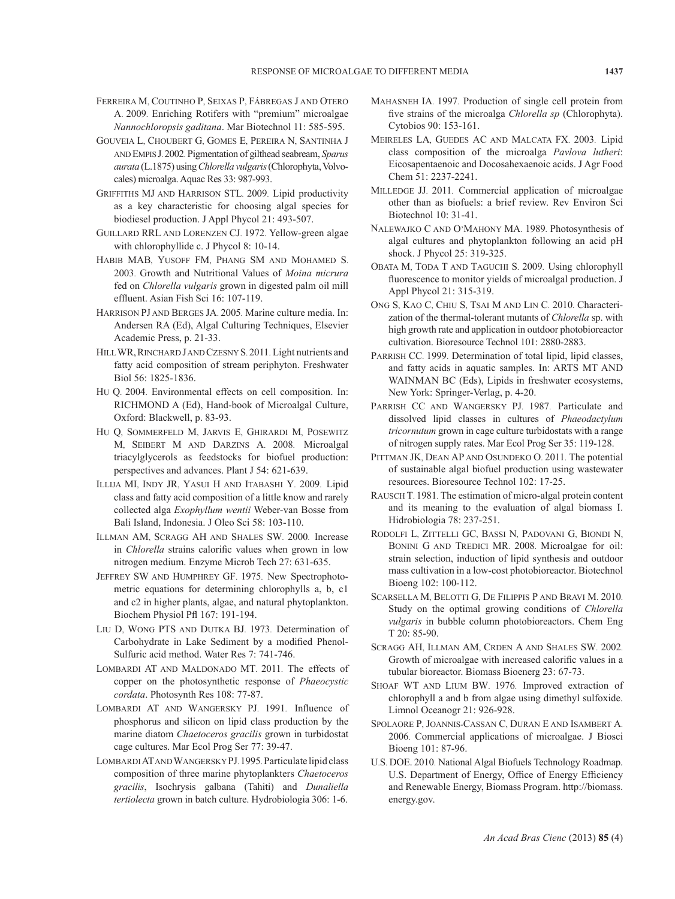Ferreira M, Coutinho P, Seixas P, Fábregas J and Otero A. 2009. Enriching Rotifers with "premium" microalgae *Nannochloropsis gaditana*. Mar Biotechnol 11: 585-595.

Gouveia L, Choubert G, Gomes E, Pereira N, Santinha J and Empis J. 2002. Pigmentation of gilthead seabream, *Sparus aurata* (L.1875) using *Chlorella vulgaris* (Chlorophyta, Volvocales) microalga. Aquac Res 33: 987-993.

Griffiths MJ and Harrison STL. 2009. Lipid productivity as a key characteristic for choosing algal species for biodiesel production. J Appl Phycol 21: 493-507.

Guillard RRL and Lorenzen CJ. 1972. Yellow-green algae with chlorophyllide c. J Phycol 8: 10-14.

Habib MAB, Yusoff FM, Phang SM and Mohamed S. 2003. Growth and Nutritional Values of *Moina micrura* fed on *Chlorella vulgaris* grown in digested palm oil mill effluent. Asian Fish Sci 16: 107-119.

Harrison PJ and Berges JA. 2005. Marine culture media. In: Andersen RA (Ed), Algal Culturing Techniques, Elsevier Academic Press, p. 21-33.

Hill WR, Rinchard J and Czesny S. 2011. Light nutrients and fatty acid composition of stream periphyton. Freshwater Biol 56: 1825-1836.

Hu Q. 2004. Environmental effects on cell composition. In: RICHMOND A (Ed), Hand-book of Microalgal Culture, Oxford: Blackwell, p. 83-93.

Hu Q, Sommerfeld M, Jarvis E, Ghirardi M, Posewitz M, Seibert M and Darzins A. 2008. Microalgal triacylglycerols as feedstocks for biofuel production: perspectives and advances. Plant J 54: 621-639.

Illija MI, Indy JR, Yasui H and Itabashi Y. 2009. Lipid class and fatty acid composition of a little know and rarely collected alga *Exophyllum wentii* Weber-van Bosse from Bali Island, Indonesia. J Oleo Sci 58: 103-110.

Illman AM, Scragg AH and Shales SW. 2000. Increase in *Chlorella* strains calorific values when grown in low nitrogen medium. Enzyme Microb Tech 27: 631-635.

Jeffrey SW and Humphrey GF. 1975. New Spectrophotometric equations for determining chlorophylls a, b, c1 and c2 in higher plants, algae, and natural phytoplankton. Biochem Physiol Pfl 167: 191-194.

Liu D, Wong PTS and Dutka BJ. 1973. Determination of Carbohydrate in Lake Sediment by a modified Phenol-Sulfuric acid method. Water Res 7: 741-746.

Lombardi AT and Maldonado MT. 2011. The effects of copper on the photosynthetic response of *Phaeocystic cordata*. Photosynth Res 108: 77-87.

Lombardi AT and Wangersky PJ. 1991. Influence of phosphorus and silicon on lipid class production by the marine diatom *Chaetoceros gracilis* grown in turbidostat cage cultures. Mar Ecol Prog Ser 77: 39-47.

Lombardi AT and Wangersky PJ. 1995. Particulate lipid class composition of three marine phytoplankters *Chaetoceros gracilis*, Isochrysis galbana (Tahiti) and *Dunaliella tertiolecta* grown in batch culture. Hydrobiologia 306: 1-6.

Mahasneh IA. 1997. Production of single cell protein from five strains of the microalga *Chlorella sp* (Chlorophyta). Cytobios 90: 153-161.

Meireles LA, Guedes AC and Malcata FX. 2003. Lipid class composition of the microalga *Pavlova lutheri*: Eicosapentaenoic and Docosahexaenoic acids. J Agr Food Chem 51: 2237-2241.

Milledge JJ. 2011. Commercial application of microalgae other than as biofuels: a brief review. Rev Environ Sci Biotechnol 10: 31-41.

Nalewajko C and O'Mahony MA. 1989. Photosynthesis of algal cultures and phytoplankton following an acid pH shock. J Phycol 25: 319-325.

Obata M, Toda T and Taguchi S. 2009. Using chlorophyll fluorescence to monitor yields of microalgal production. J Appl Phycol 21: 315-319.

Ong S, Kao C, Chiu S, Tsai M and Lin C. 2010. Characterization of the thermal-tolerant mutants of *Chlorella* sp. with high growth rate and application in outdoor photobioreactor cultivation. Bioresource Technol 101: 2880-2883.

Parrish CC. 1999. Determination of total lipid, lipid classes, and fatty acids in aquatic samples. In: ARTS MT AND WAINMAN BC (Eds), Lipids in freshwater ecosystems, New York: Springer-Verlag, p. 4-20.

Parrish CC and Wangersky PJ. 1987. Particulate and dissolved lipid classes in cultures of *Phaeodactylum tricornutum* grown in cage culture turbidostats with a range of nitrogen supply rates. Mar Ecol Prog Ser 35: 119-128.

Pittman JK, Dean AP and Osundeko O. 2011. The potential of sustainable algal biofuel production using wastewater resources. Bioresource Technol 102: 17-25.

Rausch T. 1981. The estimation of micro-algal protein content and its meaning to the evaluation of algal biomass I. Hidrobiologia 78: 237-251.

Rodolfi L, Zittelli GC, Bassi N, Padovani G, Biondi N, Bonini G and Tredici MR. 2008. Microalgae for oil: strain selection, induction of lipid synthesis and outdoor mass cultivation in a low-cost photobioreactor. Biotechnol Bioeng 102: 100-112.

Scarsella M, Belotti G, De Filippis P and Bravi M. 2010. Study on the optimal growing conditions of *Chlorella vulgaris* in bubble column photobioreactors. Chem Eng T 20: 85-90.

Scragg AH, Illman AM, Crden A and Shales SW. 2002. Growth of microalgae with increased calorific values in a tubular bioreactor. Biomass Bioenerg 23: 67-73.

Shoaf WT and Lium BW. 1976. Improved extraction of chlorophyll a and b from algae using dimethyl sulfoxide. Limnol Oceanogr 21: 926-928.

Spolaore P, Joannis-Cassan C, Duran E and Isambert A. 2006. Commercial applications of microalgae. J Biosci Bioeng 101: 87-96.

U.S. DOE. 2010. National Algal Biofuels Technology Roadmap. U.S. Department of Energy, Office of Energy Efficiency and Renewable Energy, Biomass Program. http://biomass.energy.gov.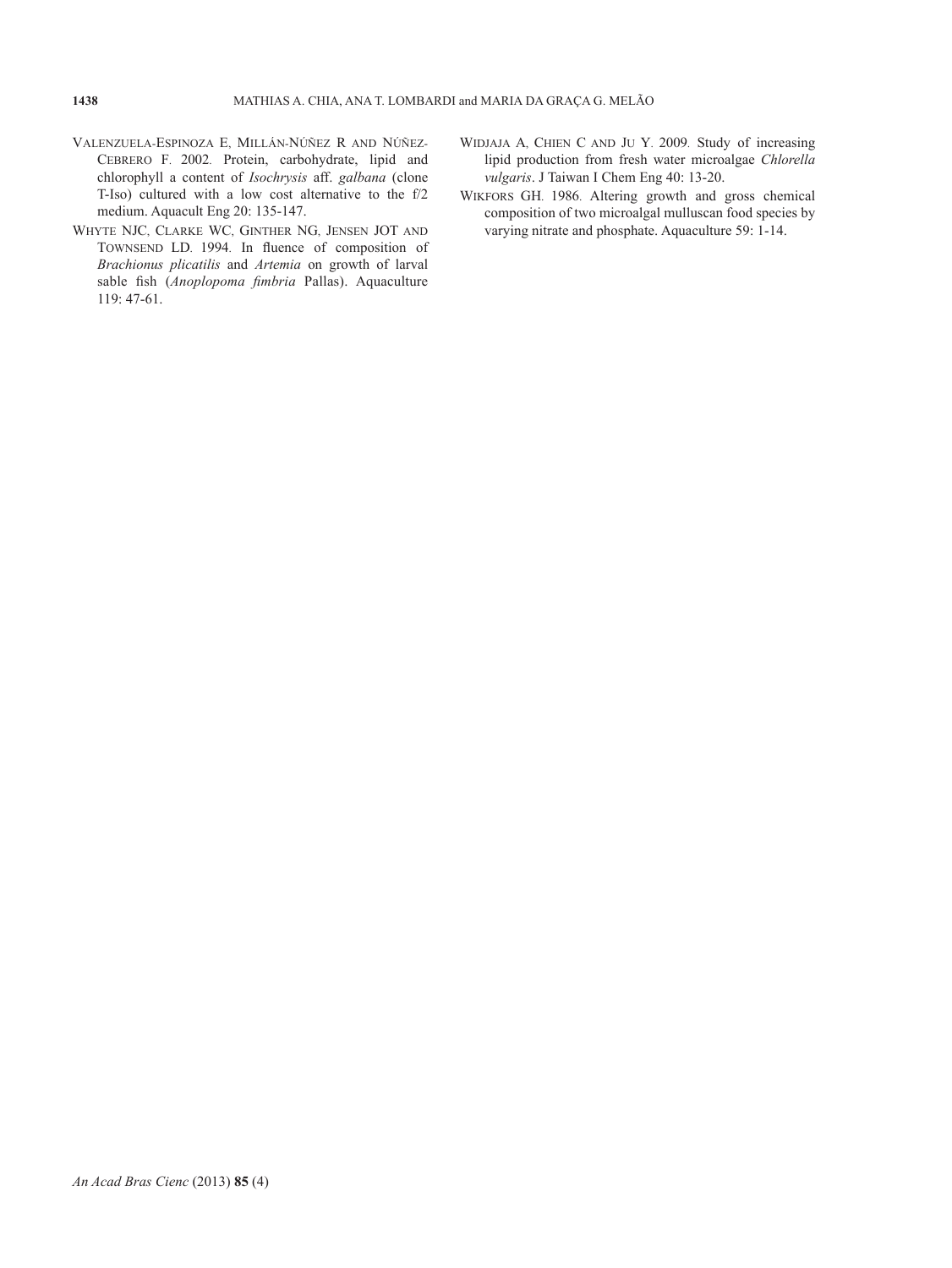Valenzuela-Espinoza E, Millán-Núñez R and Núñez-Cebrero F. 2002. Protein, carbohydrate, lipid and chlorophyll a content of *Isochrysis* aff. *galbana* (clone T-Iso) cultured with a low cost alternative to the f/2 medium. Aquacult Eng 20: 135-147.

Whyte NJC, Clarke WC, Ginther NG, Jensen JOT and Townsend LD. 1994. In fluence of composition of *Brachionus plicatilis* and *Artemia* on growth of larval sable fish (*Anoplopoma fimbria* Pallas). Aquaculture 119: 47-61.

Widjaja A, Chien C and Ju Y. 2009. Study of increasing lipid production from fresh water microalgae *Chlorella vulgaris*. J Taiwan I Chem Eng 40: 13-20.

Wikfors GH. 1986. Altering growth and gross chemical composition of two microalgal mulluscan food species by varying nitrate and phosphate. Aquaculture 59: 1-14.